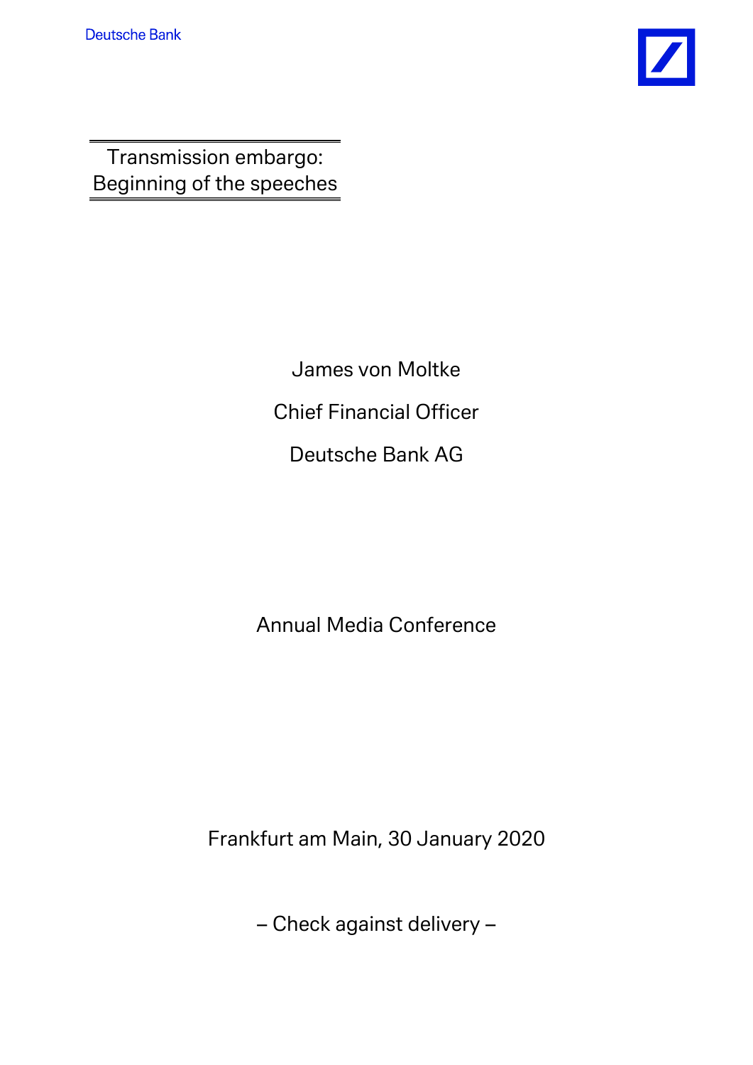Deutsche Bank

Transmission embargo:
Beginning of the speeches

James von Moltke

Chief Financial Officer

Deutsche Bank AG

Annual Media Conference

Frankfurt am Main, 30 January 2020

– Check against delivery –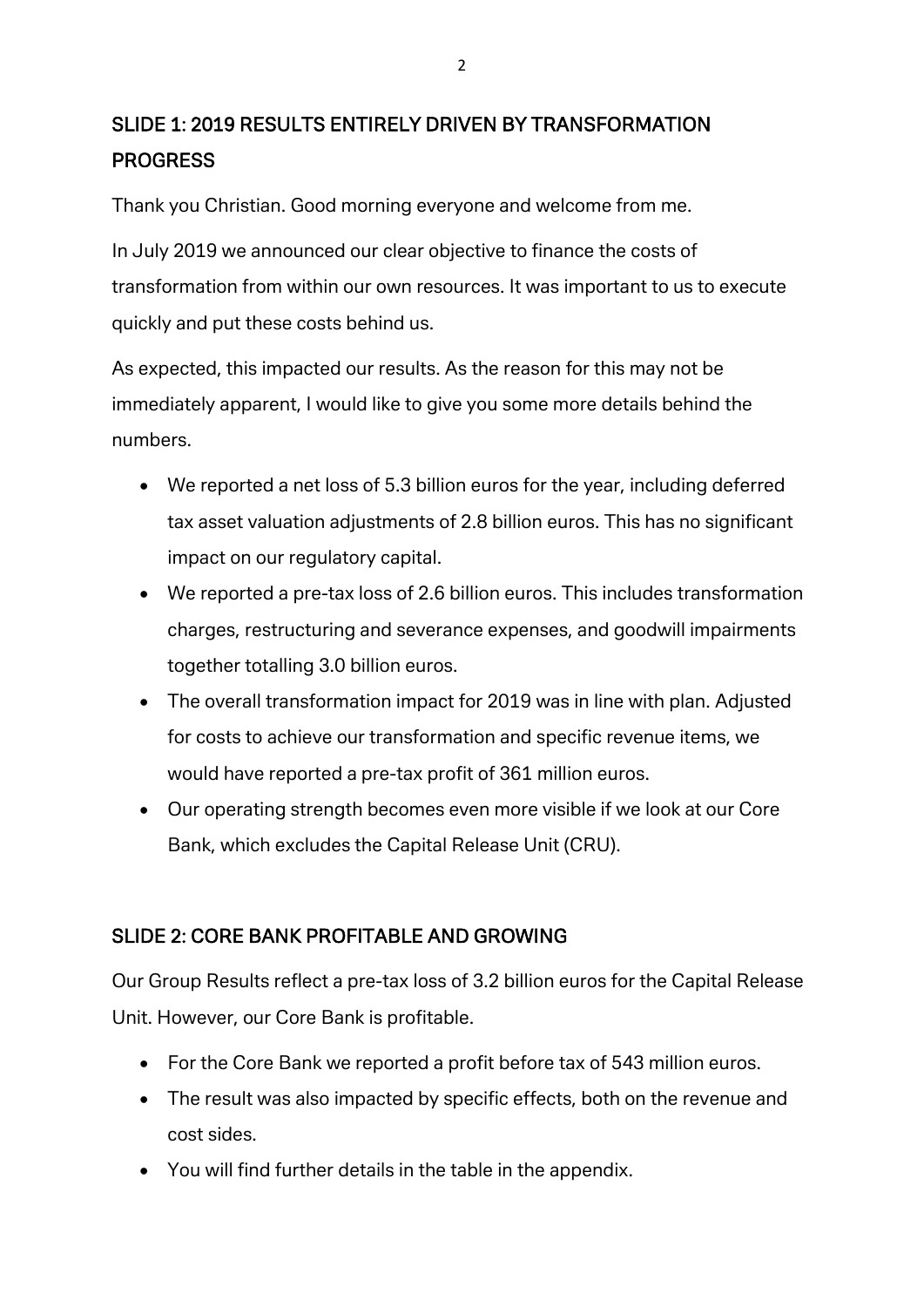## SLIDE 1: 2019 RESULTS ENTIRELY DRIVEN BY TRANSFORMATION PROGRESS

Thank you Christian. Good morning everyone and welcome from me.

In July 2019 we announced our clear objective to finance the costs of transformation from within our own resources. It was important to us to execute quickly and put these costs behind us.

As expected, this impacted our results. As the reason for this may not be immediately apparent, I would like to give you some more details behind the numbers.

- We reported a net loss of 5.3 billion euros for the year, including deferred tax asset valuation adjustments of 2.8 billion euros. This has no significant impact on our regulatory capital.
- We reported a pre-tax loss of 2.6 billion euros. This includes transformation charges, restructuring and severance expenses, and goodwill impairments together totalling 3.0 billion euros.
- The overall transformation impact for 2019 was in line with plan. Adjusted for costs to achieve our transformation and specific revenue items, we would have reported a pre-tax profit of 361 million euros.
- Our operating strength becomes even more visible if we look at our Core Bank, which excludes the Capital Release Unit (CRU).

## SLIDE 2: CORE BANK PROFITABLE AND GROWING

Our Group Results reflect a pre-tax loss of 3.2 billion euros for the Capital Release Unit. However, our Core Bank is profitable.

- For the Core Bank we reported a profit before tax of 543 million euros.
- The result was also impacted by specific effects, both on the revenue and cost sides.
- You will find further details in the table in the appendix.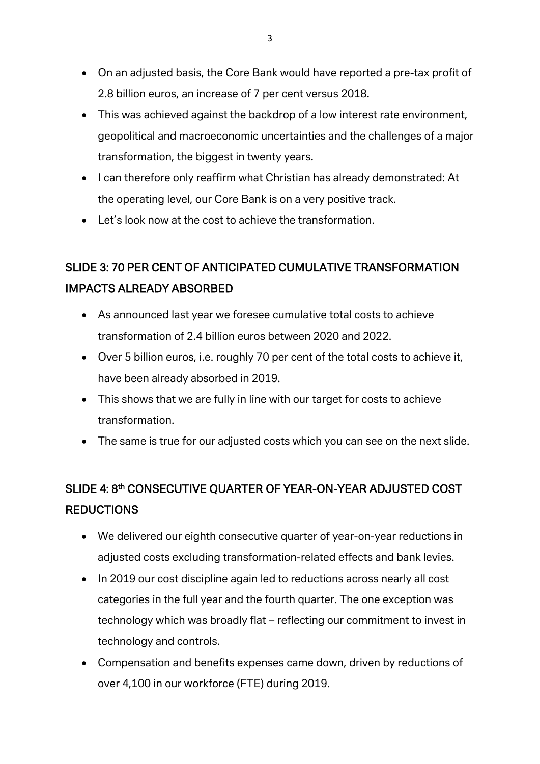- On an adjusted basis, the Core Bank would have reported a pre-tax profit of 2.8 billion euros, an increase of 7 per cent versus 2018.
- This was achieved against the backdrop of a low interest rate environment, geopolitical and macroeconomic uncertainties and the challenges of a major transformation, the biggest in twenty years.
- I can therefore only reaffirm what Christian has already demonstrated: At the operating level, our Core Bank is on a very positive track.
- Let's look now at the cost to achieve the transformation.

## SLIDE 3: 70 PER CENT OF ANTICIPATED CUMULATIVE TRANSFORMATION IMPACTS ALREADY ABSORBED

- As announced last year we foresee cumulative total costs to achieve transformation of 2.4 billion euros between 2020 and 2022.
- Over 5 billion euros, i.e. roughly 70 per cent of the total costs to achieve it, have been already absorbed in 2019.
- This shows that we are fully in line with our target for costs to achieve transformation.
- The same is true for our adjusted costs which you can see on the next slide.

## SLIDE 4: 8th CONSECUTIVE QUARTER OF YEAR-ON-YEAR ADJUSTED COST REDUCTIONS

- We delivered our eighth consecutive quarter of year-on-year reductions in adjusted costs excluding transformation-related effects and bank levies.
- In 2019 our cost discipline again led to reductions across nearly all cost categories in the full year and the fourth quarter. The one exception was technology which was broadly flat – reflecting our commitment to invest in technology and controls.
- Compensation and benefits expenses came down, driven by reductions of over 4,100 in our workforce (FTE) during 2019.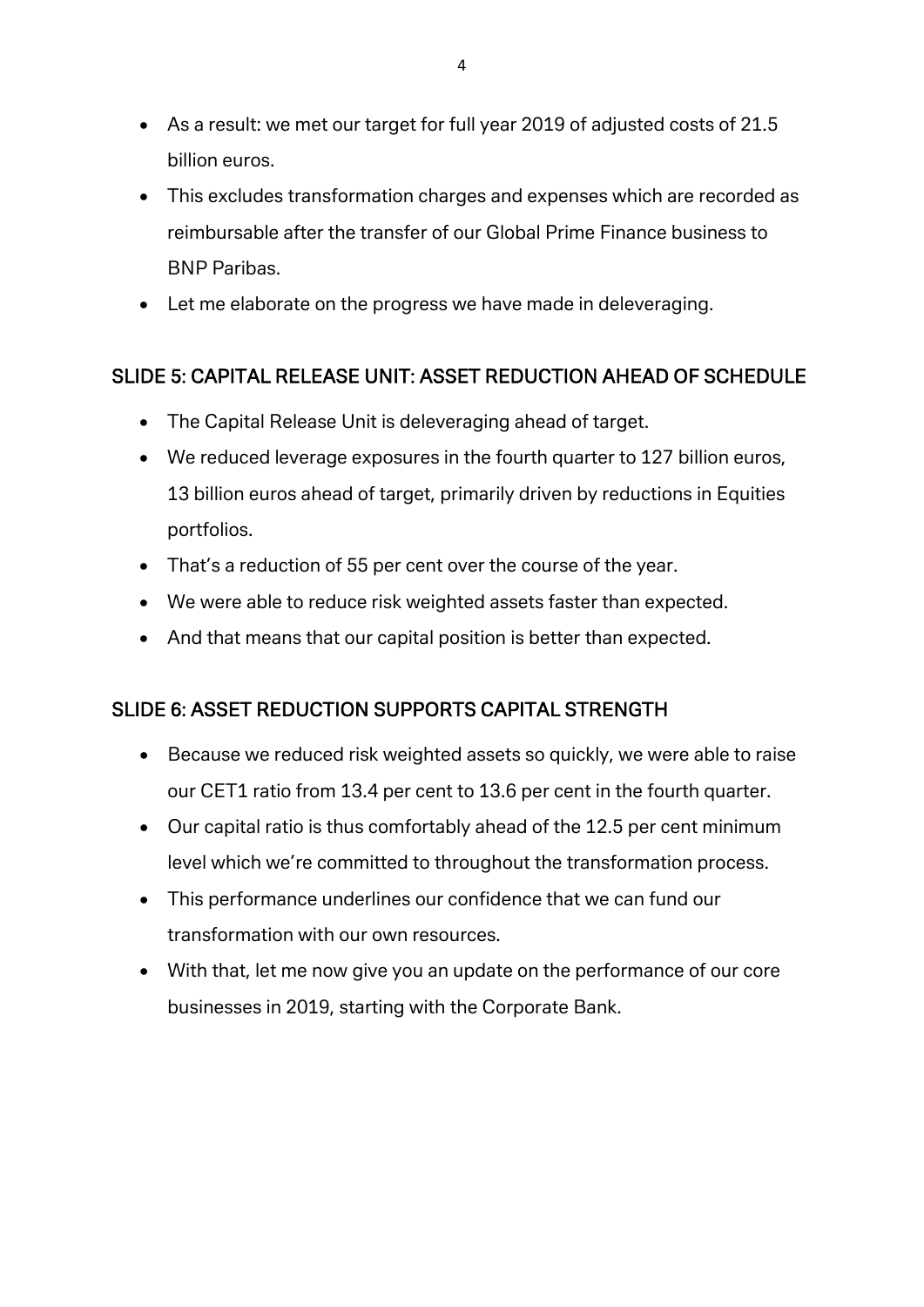- As a result: we met our target for full year 2019 of adjusted costs of 21.5 billion euros.
- This excludes transformation charges and expenses which are recorded as reimbursable after the transfer of our Global Prime Finance business to BNP Paribas.
- Let me elaborate on the progress we have made in deleveraging.

## SLIDE 5: CAPITAL RELEASE UNIT: ASSET REDUCTION AHEAD OF SCHEDULE

- The Capital Release Unit is deleveraging ahead of target.
- We reduced leverage exposures in the fourth quarter to 127 billion euros, 13 billion euros ahead of target, primarily driven by reductions in Equities portfolios.
- That's a reduction of 55 per cent over the course of the year.
- We were able to reduce risk weighted assets faster than expected.
- And that means that our capital position is better than expected.

## SLIDE 6: ASSET REDUCTION SUPPORTS CAPITAL STRENGTH

- Because we reduced risk weighted assets so quickly, we were able to raise our CET1 ratio from 13.4 per cent to 13.6 per cent in the fourth quarter.
- Our capital ratio is thus comfortably ahead of the 12.5 per cent minimum level which we're committed to throughout the transformation process.
- This performance underlines our confidence that we can fund our transformation with our own resources.
- With that, let me now give you an update on the performance of our core businesses in 2019, starting with the Corporate Bank.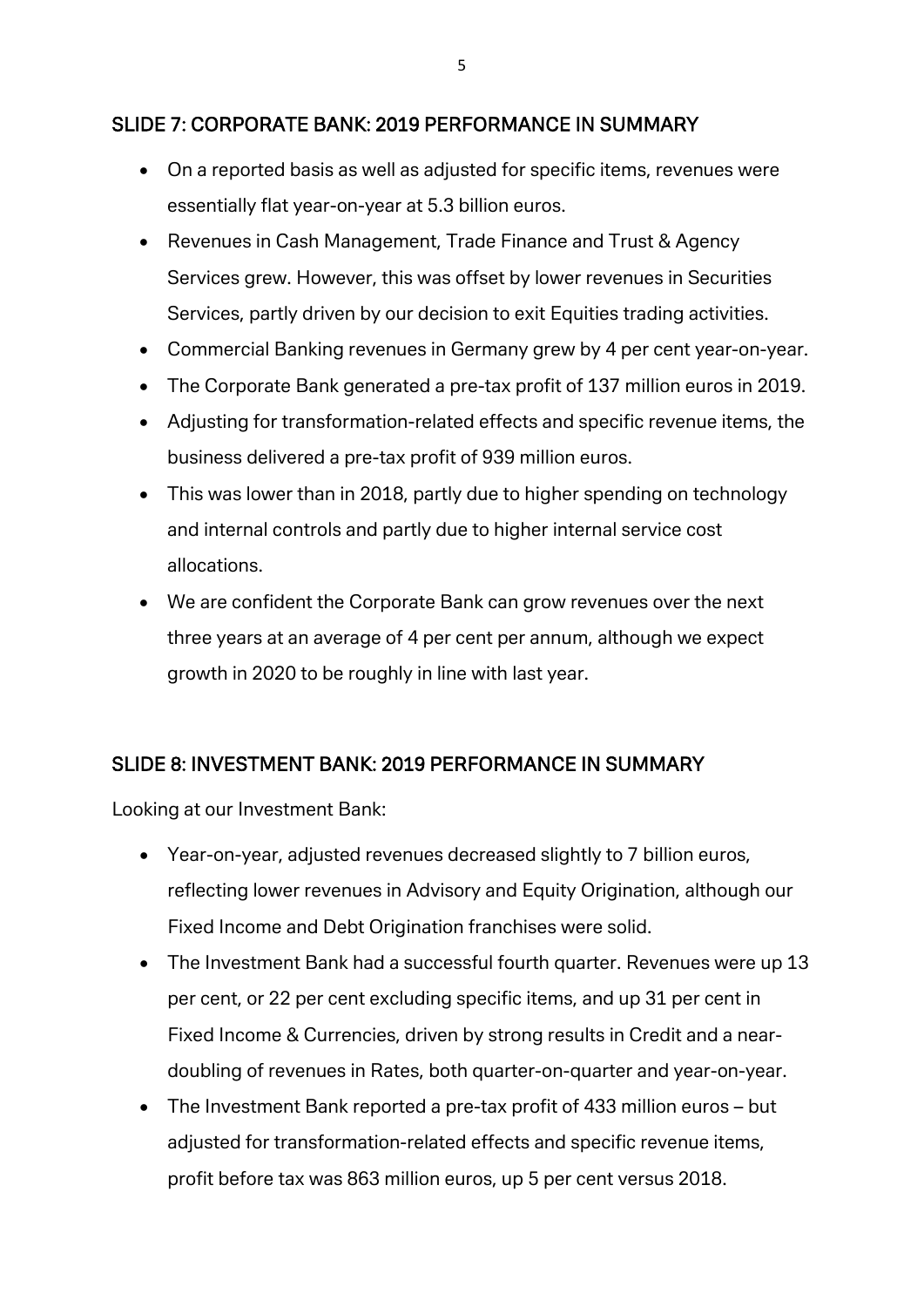## SLIDE 7: CORPORATE BANK: 2019 PERFORMANCE IN SUMMARY

- On a reported basis as well as adjusted for specific items, revenues were essentially flat year-on-year at 5.3 billion euros.
- Revenues in Cash Management, Trade Finance and Trust & Agency Services grew. However, this was offset by lower revenues in Securities Services, partly driven by our decision to exit Equities trading activities.
- Commercial Banking revenues in Germany grew by 4 per cent year-on-year.
- The Corporate Bank generated a pre-tax profit of 137 million euros in 2019.
- Adjusting for transformation-related effects and specific revenue items, the business delivered a pre-tax profit of 939 million euros.
- This was lower than in 2018, partly due to higher spending on technology and internal controls and partly due to higher internal service cost allocations.
- We are confident the Corporate Bank can grow revenues over the next three years at an average of 4 per cent per annum, although we expect growth in 2020 to be roughly in line with last year.

## SLIDE 8: INVESTMENT BANK: 2019 PERFORMANCE IN SUMMARY

Looking at our Investment Bank:

- Year-on-year, adjusted revenues decreased slightly to 7 billion euros, reflecting lower revenues in Advisory and Equity Origination, although our Fixed Income and Debt Origination franchises were solid.
- The Investment Bank had a successful fourth quarter. Revenues were up 13 per cent, or 22 per cent excluding specific items, and up 31 per cent in Fixed Income & Currencies, driven by strong results in Credit and a near-doubling of revenues in Rates, both quarter-on-quarter and year-on-year.
- The Investment Bank reported a pre-tax profit of 433 million euros – but adjusted for transformation-related effects and specific revenue items, profit before tax was 863 million euros, up 5 per cent versus 2018.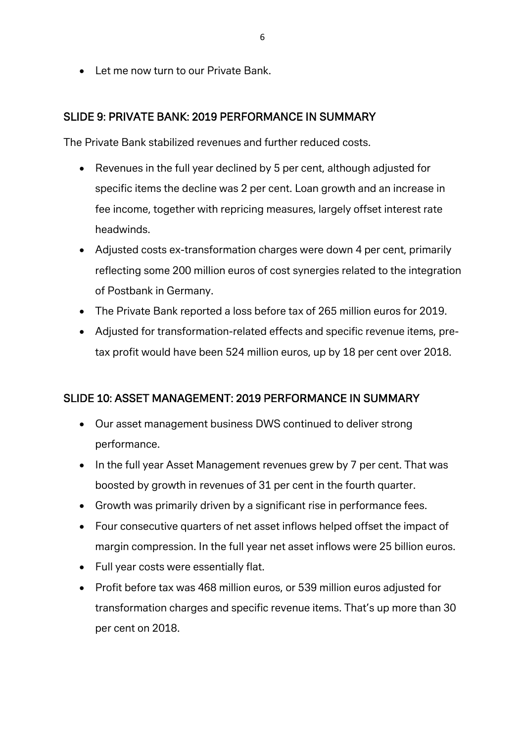- Let me now turn to our Private Bank.

## SLIDE 9: PRIVATE BANK: 2019 PERFORMANCE IN SUMMARY

The Private Bank stabilized revenues and further reduced costs.

- Revenues in the full year declined by 5 per cent, although adjusted for specific items the decline was 2 per cent. Loan growth and an increase in fee income, together with repricing measures, largely offset interest rate headwinds.
- Adjusted costs ex-transformation charges were down 4 per cent, primarily reflecting some 200 million euros of cost synergies related to the integration of Postbank in Germany.
- The Private Bank reported a loss before tax of 265 million euros for 2019.
- Adjusted for transformation-related effects and specific revenue items, pre-tax profit would have been 524 million euros, up by 18 per cent over 2018.

## SLIDE 10: ASSET MANAGEMENT: 2019 PERFORMANCE IN SUMMARY

- Our asset management business DWS continued to deliver strong performance.
- In the full year Asset Management revenues grew by 7 per cent. That was boosted by growth in revenues of 31 per cent in the fourth quarter.
- Growth was primarily driven by a significant rise in performance fees.
- Four consecutive quarters of net asset inflows helped offset the impact of margin compression. In the full year net asset inflows were 25 billion euros.
- Full year costs were essentially flat.
- Profit before tax was 468 million euros, or 539 million euros adjusted for transformation charges and specific revenue items. That's up more than 30 per cent on 2018.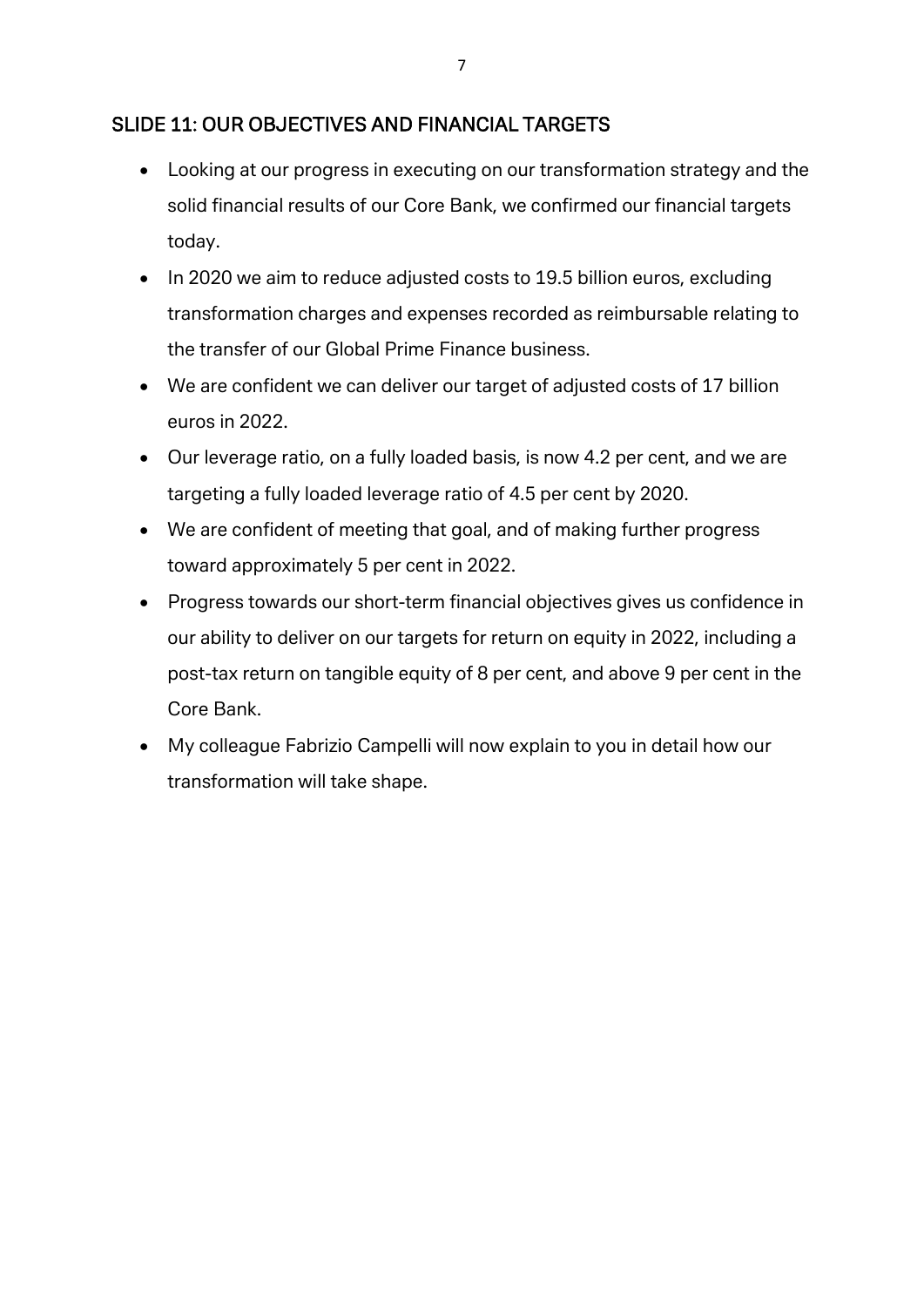## SLIDE 11: OUR OBJECTIVES AND FINANCIAL TARGETS

- Looking at our progress in executing on our transformation strategy and the solid financial results of our Core Bank, we confirmed our financial targets today.
- In 2020 we aim to reduce adjusted costs to 19.5 billion euros, excluding transformation charges and expenses recorded as reimbursable relating to the transfer of our Global Prime Finance business.
- We are confident we can deliver our target of adjusted costs of 17 billion euros in 2022.
- Our leverage ratio, on a fully loaded basis, is now 4.2 per cent, and we are targeting a fully loaded leverage ratio of 4.5 per cent by 2020.
- We are confident of meeting that goal, and of making further progress toward approximately 5 per cent in 2022.
- Progress towards our short-term financial objectives gives us confidence in our ability to deliver on our targets for return on equity in 2022, including a post-tax return on tangible equity of 8 per cent, and above 9 per cent in the Core Bank.
- My colleague Fabrizio Campelli will now explain to you in detail how our transformation will take shape.